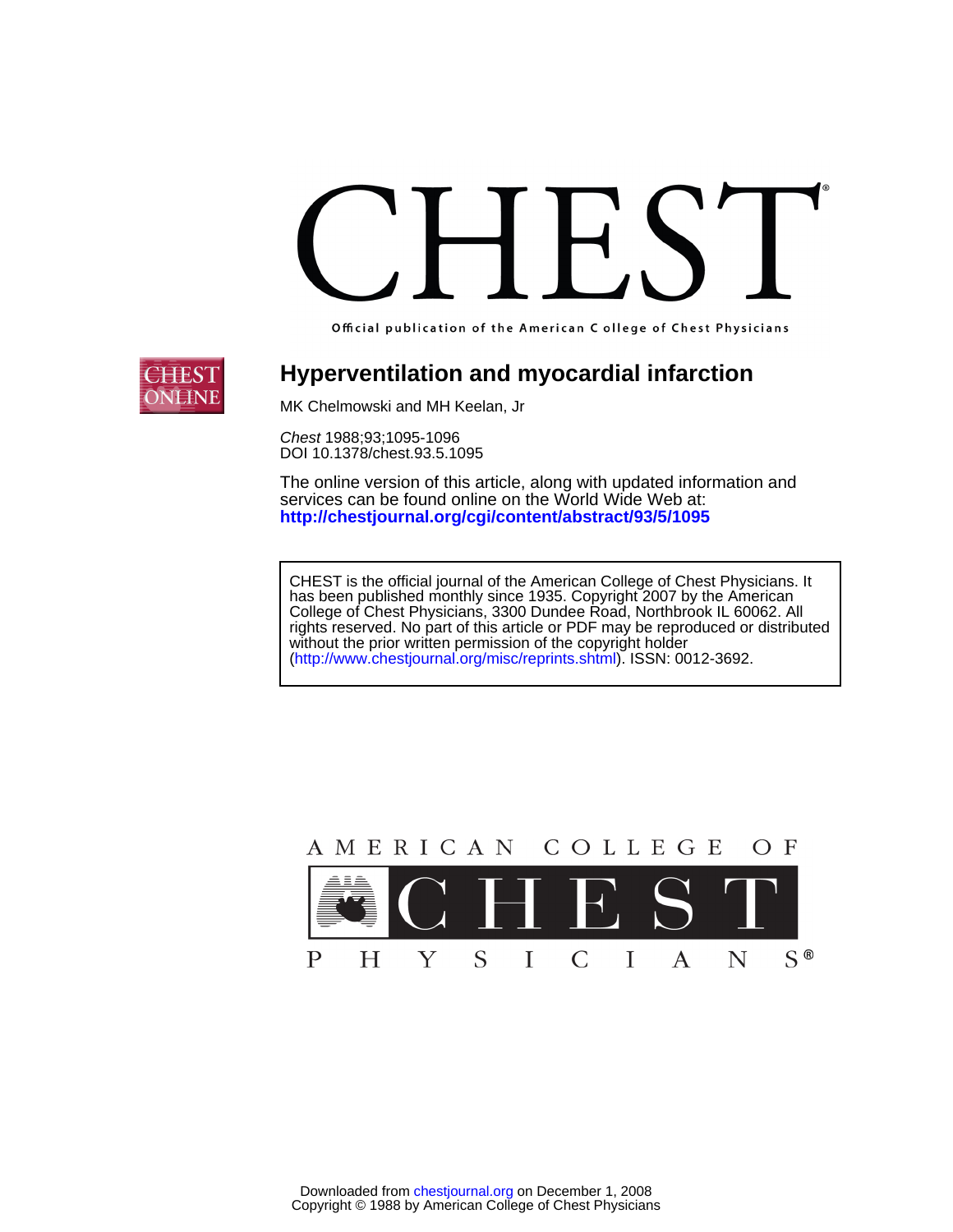# CHEST

Official publication of the American College of Chest Physicians

## Hyperventilation and myocardial infarction

MK Chelmowski and MH Keelan, Jr

*Chest* 1988;93;1095-1096
DOI 10.1378/chest.93.5.1095

The online version of this article, along with updated information and services can be found online on the World Wide Web at:
**http://chestjournal.org/cgi/content/abstract/93/5/1095**

CHEST is the official journal of the American College of Chest Physicians. It has been published monthly since 1935. Copyright 2007 by the American College of Chest Physicians, 3300 Dundee Road, Northbrook IL 60062. All rights reserved. No part of this article or PDF may be reproduced or distributed without the prior written permission of the copyright holder (http://www.chestjournal.org/misc/reprints.shtml). ISSN: 0012-3692.

AMERICAN COLLEGE OF CHEST PHYSICIANS®

Downloaded from chestjournal.org on December 1, 2008
Copyright © 1988 by American College of Chest Physicians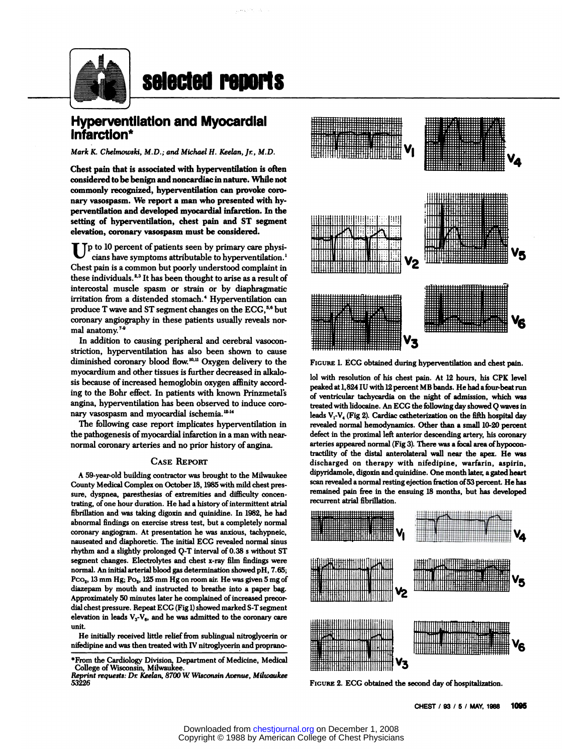# selected reports

## Hyperventilation and Myocardial Infarction*

*Mark K. Chelmowski, M.D.; and Michael H. Keelan, Jr., M.D.*

**Chest pain that is associated with hyperventilation is often considered to be benign and noncardiac in nature. While not commonly recognized, hyperventilation can provoke coronary vasospasm. We report a man who presented with hyperventilation and developed myocardial infarction. In the setting of hyperventilation, chest pain and ST segment elevation, coronary vasospasm must be considered.**

Up to 10 percent of patients seen by primary care physicians have symptoms attributable to hyperventilation.[1] Chest pain is a common but poorly understood complaint in these individuals.[2,3] It has been thought to arise as a result of intercostal muscle spasm or strain or by diaphragmatic irritation from a distended stomach.[4] Hyperventilation can produce T wave and ST segment changes on the ECG,[5,6] but coronary angiography in these patients usually reveals normal anatomy.[7-9]

In addition to causing peripheral and cerebral vasoconstriction, hyperventilation has also been shown to cause diminished coronary blood flow.[10,11] Oxygen delivery to the myocardium and other tissues is further decreased in alkalosis because of increased hemoglobin oxygen affinity according to the Bohr effect. In patients with known Prinzmetal's angina, hyperventilation has been observed to induce coronary vasospasm and myocardial ischemia.[12-14]

The following case report implicates hyperventilation in the pathogenesis of myocardial infarction in a man with near-normal coronary arteries and no prior history of angina.

### Case Report

A 59-year-old building contractor was brought to the Milwaukee County Medical Complex on October 18, 1985 with mild chest pressure, dyspnea, paresthesias of extremities and difficulty concentrating, of one hour duration. He had a history of intermittent atrial fibrillation and was taking digoxin and quinidine. In 1982, he had abnormal findings on exercise stress test, but a completely normal coronary angiogram. At presentation he was anxious, tachypneic, nauseated and diaphoretic. The initial ECG revealed normal sinus rhythm and a slightly prolonged Q-T interval of 0.38 s without ST segment changes. Electrolytes and chest x-ray film findings were normal. An initial arterial blood gas determination showed pH, 7.65; $P_{CO_2}$, 13 mm Hg; $P_{O_2}$, 125 mm Hg on room air. He was given 5 mg of diazepam by mouth and instructed to breathe into a paper bag. Approximately 50 minutes later he complained of increased precordial chest pressure. Repeat ECG (Fig 1) showed marked S-T segment elevation in leads $V_3$-$V_6$, and he was admitted to the coronary care unit.

He initially received little relief from sublingual nitroglycerin or nifedipine and was then treated with IV nitroglycerin and propranolol with resolution of his chest pain. At 12 hours, his CPK level peaked at 1,824 IU with 12 percent MB bands. He had a four-beat run of ventricular tachycardia on the night of admission, which was treated with lidocaine. An ECG the following day showed Q waves in leads $V_1$-$V_4$ (Fig 2). Cardiac catheterization on the fifth hospital day revealed normal hemodynamics. Other than a small 10-20 percent defect in the proximal left anterior descending artery, his coronary arteries appeared normal (Fig 3). There was a focal area of hypocontractility of the distal anterolateral wall near the apex. He was discharged on therapy with nifedipine, warfarin, aspirin, dipyridamole, digoxin and quinidine. One month later, a gated heart scan revealed a normal resting ejection fraction of 53 percent. He has remained pain free in the ensuing 18 months, but has developed recurrent atrial fibrillation.

FIGURE 1. ECG obtained during hyperventilation and chest pain.

FIGURE 2. ECG obtained the second day of hospitalization.

*From the Cardiology Division, Department of Medicine, Medical College of Wisconsin, Milwaukee.
*Reprint requests: Dr. Keelan, 8700 W Wisconsin Avenue, Milwaukee 53226*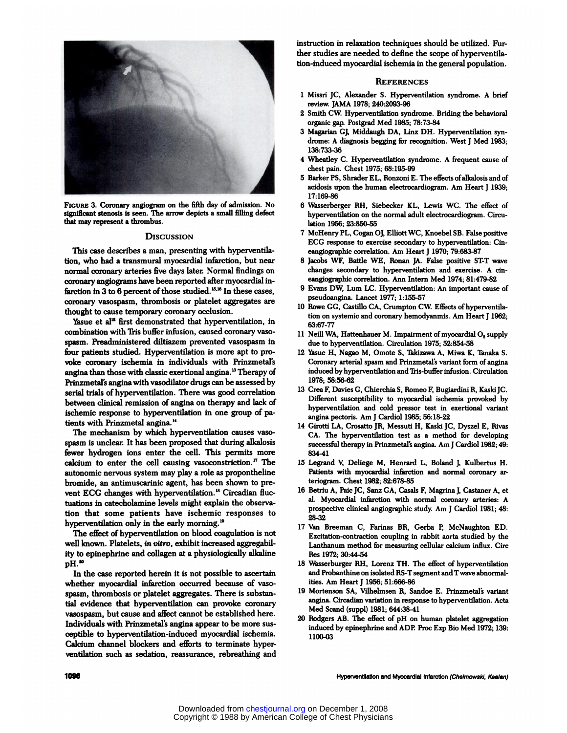FIGURE 3. Coronary angiogram on the fifth day of admission. No significant stenosis is seen. The arrow depicts a small filling defect that may represent a thrombus.

## DISCUSSION

This case describes a man, presenting with hyperventilation, who had a transmural myocardial infarction, but near normal coronary arteries five days later. Normal findings on coronary angiograms have been reported after myocardial infarction in 3 to 6 percent of those studied.[15,16] In these cases, coronary vasospasm, thrombosis or platelet aggregates are thought to cause temporary coronary occlusion.

Yasue et al[12] first demonstrated that hyperventilation, in combination with Tris buffer infusion, caused coronary vasospasm. Preadministered diltiazem prevented vasospasm in four patients studied. Hyperventilation is more apt to provoke coronary ischemia in individuals with Prinzmetal's angina than those with classic exertional angina.[13] Therapy of Prinzmetal's angina with vasodilator drugs can be assessed by serial trials of hyperventilation. There was good correlation between clinical remission of angina on therapy and lack of ischemic response to hyperventilation in one group of patients with Prinzmetal angina.[14]

The mechanism by which hyperventilation causes vasospasm is unclear. It has been proposed that during alkalosis fewer hydrogen ions enter the cell. This permits more calcium to enter the cell causing vasoconstriction.[17] The autonomic nervous system may play a role as propontheline bromide, an antimuscarinic agent, has been shown to prevent ECG changes with hyperventilation.[18] Circadian fluctuations in catecholamine levels might explain the observation that some patients have ischemic responses to hyperventilation only in the early morning.[19]

The effect of hyperventilation on blood coagulation is not well known. Platelets, *in vitro*, exhibit increased aggregability to epinephrine and collagen at a physiologically alkaline pH.[20]

In the case reported herein it is not possible to ascertain whether myocardial infarction occurred because of vasospasm, thrombosis or platelet aggregates. There is substantial evidence that hyperventilation can provoke coronary vasospasm, but cause and affect cannot be established here. Individuals with Prinzmetal's angina appear to be more susceptible to hyperventilation-induced myocardial ischemia. Calcium channel blockers and efforts to terminate hyperventilation such as sedation, reassurance, rebreathing and instruction in relaxation techniques should be utilized. Further studies are needed to define the scope of hyperventilation-induced myocardial ischemia in the general population.

## REFERENCES

1. Missri JC, Alexander S. Hyperventilation syndrome. A brief review. JAMA 1978; 240:2093-96
2. Smith CW. Hyperventilation syndrome. Briding the behavioral organic gap. Postgrad Med 1985; 78:73-84
3. Magarian GJ, Middaugh DA, Linz DH. Hyperventilation syndrome: A diagnosis begging for recognition. West J Med 1983; 138:733-36
4. Wheatley C. Hyperventilation syndrome. A frequent cause of chest pain. Chest 1975; 68:195-99
5. Barker PS, Shrader EL, Ronzoni E. The effects of alkalosis and of acidosis upon the human electrocardiogram. Am Heart J 1939; 17:169-86
6. Wasserberger RH, Siebecker KL, Lewis WC. The effect of hyperventilation on the normal adult electrocardiogram. Circulation 1956; 23:850-55
7. McHenry PL, Cogan OJ, Elliott WC, Knoebel SB. False positive ECG response to exercise secondary to hyperventilation: Cineangiographic correlation. Am Heart J 1970; 79:683-87
8. Jacobs WF, Battle WE, Ronan JA. False positive ST-T wave changes secondary to hyperventilation and exercise. A cineangiographic correlation. Ann Intern Med 1974; 81:479-82
9. Evans DW, Lum LC. Hyperventilation: An important cause of pseudoangina. Lancet 1977; 1:155-57
10. Rowe GG, Castillo CA, Crumpton CW. Effects of hyperventilation on systemic and coronary hemodyanmis. Am Heart J 1962; 63:67-77
11. Neill WA, Hattenhauer M. Impairment of myocardial $O_2$ supply due to hyperventilation. Circulation 1975; 52:854-58
12. Yasue H, Nagao M, Omote S, Takizawa A, Miwa K, Tanaka S. Coronary arterial spasm and Prinzmetal's variant form of angina induced by hyperventilation and Tris-buffer infusion. Circulation 1978; 58:56-62
13. Crea F, Davies G, Chierchia S, Romeo F, Bugiardini R, Kaski JC. Different susceptibility to myocardial ischemia provoked by hyperventilation and cold pressor test in exertional variant angina pectoris. Am J Cardiol 1985; 56:18-22
14. Girotti LA, Crosatto JR, Messuti H, Kaski JC, Dyszel E, Rivas CA. The hyperventilation test as a method for developing successful therapy in Prinzmetal's angina. Am J Cardiol 1982; 49: 834-41
15. Legrand V, Deliege M, Henrard L, Boland J, Kulbertus H. Patients with myocardial infarction and normal coronary arteriogram. Chest 1982; 82:678-85
16. Betriu A, Paic JC, Sanz GA, Casals F, Magrina J, Castaner A, et al. Myocardial infarction with normal coronary arteries: A prospective clinical angiographic study. Am J Cardiol 1981; 48: 28-32
17. Van Breeman C, Farinas BR, Gerba P, McNaughton ED. Excitation-contraction coupling in rabbit aorta studied by the Lanthanum method for measuring cellular calcium influx. Circ Res 1972; 30:44-54
18. Wasserburger RH, Lorenz TH. The effect of hyperventilation and Probanthine on isolated RS-T segment and T wave abnormalities. Am Heart J 1956; 51:666-86
19. Mortenson SA, Vilhelmsen R, Sandoe E. Prinzmetal's variant angina. Circadian variation in response to hyperventilation. Acta Med Scand (suppl) 1981; 644:38-41
20. Rodgers AB. The effect of pH on human platelet aggregation induced by epinephrine and ADP. Proc Exp Bio Med 1972; 139: 1100-03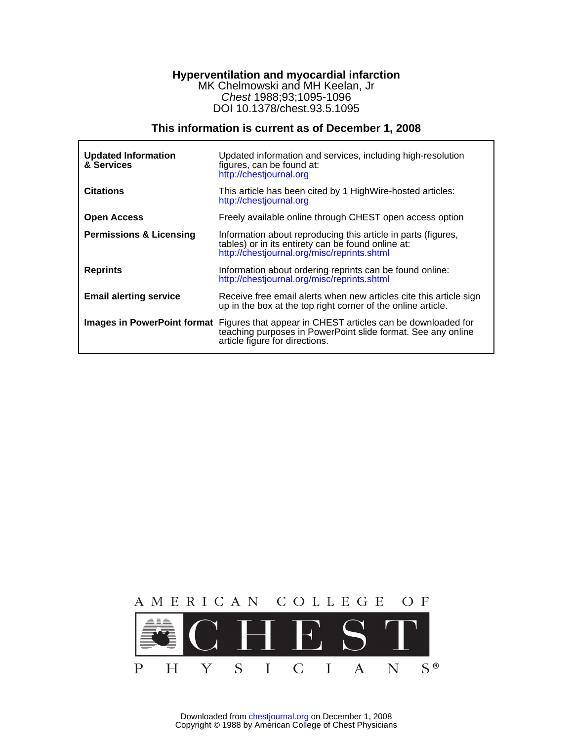**Hyperventilation and myocardial infarction**

MK Chelmowski and MH Keelan, Jr

*Chest* 1988;93;1095-1096

DOI 10.1378/chest.93.5.1095

**This information is current as of December 1, 2008**

| | |
|---|---|
| **Updated Information & Services** | Updated information and services, including high-resolution figures, can be found at: http://chestjournal.org |
| **Citations** | This article has been cited by 1 HighWire-hosted articles: http://chestjournal.org |
| **Open Access** | Freely available online through CHEST open access option |
| **Permissions & Licensing** | Information about reproducing this article in parts (figures, tables) or in its entirety can be found online at: http://chestjournal.org/misc/reprints.shtml |
| **Reprints** | Information about ordering reprints can be found online: http://chestjournal.org/misc/reprints.shtml |
| **Email alerting service** | Receive free email alerts when new articles cite this article sign up in the box at the top right corner of the online article. |
| **Images in PowerPoint format** | Figures that appear in CHEST articles can be downloaded for teaching purposes in PowerPoint slide format. See any online article figure for directions. |

AMERICAN COLLEGE OF CHEST PHYSICIANS®

Downloaded from chestjournal.org on December 1, 2008

Copyright © 1988 by American College of Chest Physicians